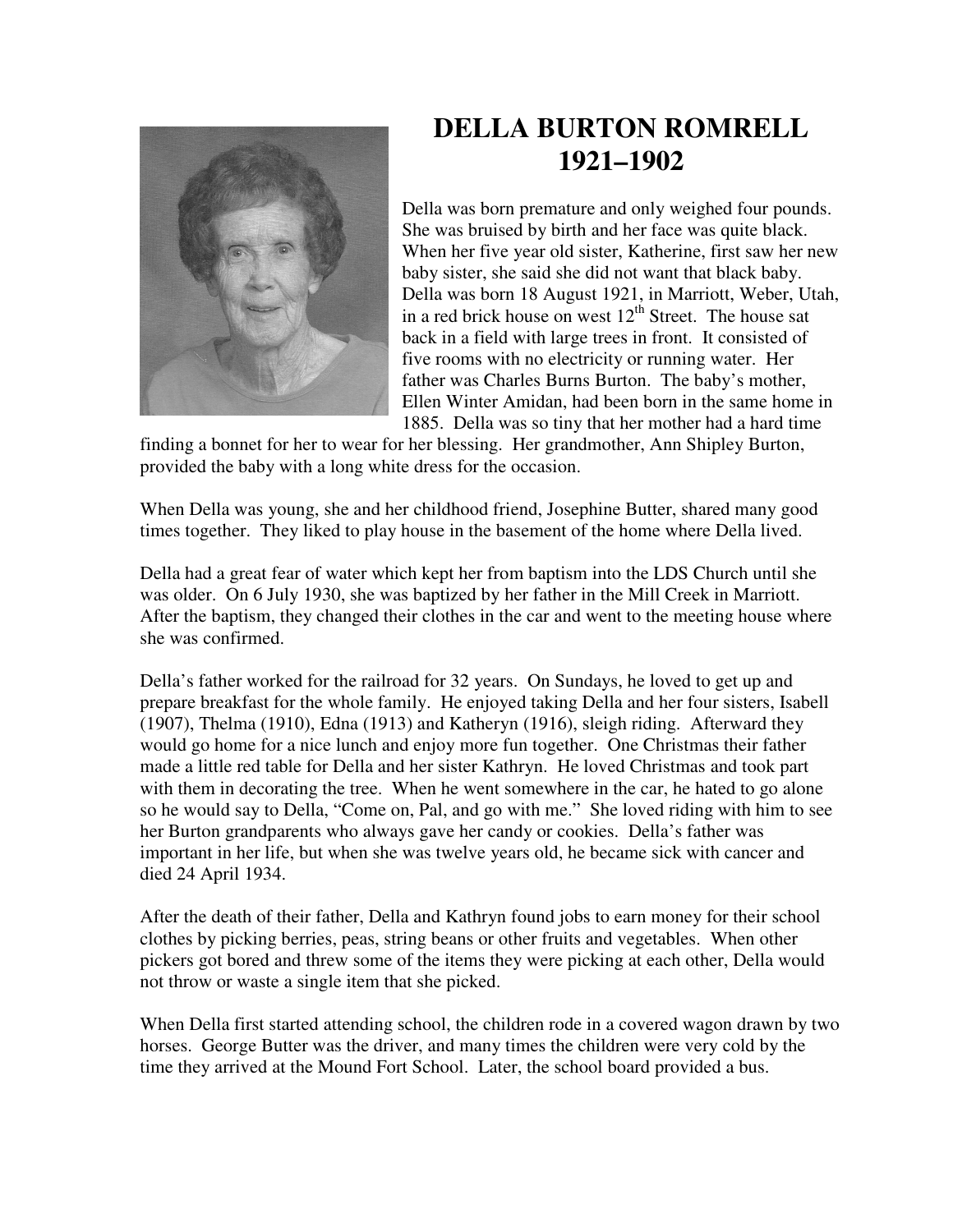# DELLA BURTON ROMRELL
# 1921–1902

Della was born premature and only weighed four pounds. She was bruised by birth and her face was quite black. When her five year old sister, Katherine, first saw her new baby sister, she said she did not want that black baby. Della was born 18 August 1921, in Marriott, Weber, Utah, in a red brick house on west 12th Street. The house sat back in a field with large trees in front. It consisted of five rooms with no electricity or running water. Her father was Charles Burns Burton. The baby's mother, Ellen Winter Amidan, had been born in the same home in 1885. Della was so tiny that her mother had a hard time finding a bonnet for her to wear for her blessing. Her grandmother, Ann Shipley Burton, provided the baby with a long white dress for the occasion.

When Della was young, she and her childhood friend, Josephine Butter, shared many good times together. They liked to play house in the basement of the home where Della lived.

Della had a great fear of water which kept her from baptism into the LDS Church until she was older. On 6 July 1930, she was baptized by her father in the Mill Creek in Marriott. After the baptism, they changed their clothes in the car and went to the meeting house where she was confirmed.

Della's father worked for the railroad for 32 years. On Sundays, he loved to get up and prepare breakfast for the whole family. He enjoyed taking Della and her four sisters, Isabell (1907), Thelma (1910), Edna (1913) and Katheryn (1916), sleigh riding. Afterward they would go home for a nice lunch and enjoy more fun together. One Christmas their father made a little red table for Della and her sister Kathryn. He loved Christmas and took part with them in decorating the tree. When he went somewhere in the car, he hated to go alone so he would say to Della, "Come on, Pal, and go with me." She loved riding with him to see her Burton grandparents who always gave her candy or cookies. Della's father was important in her life, but when she was twelve years old, he became sick with cancer and died 24 April 1934.

After the death of their father, Della and Kathryn found jobs to earn money for their school clothes by picking berries, peas, string beans or other fruits and vegetables. When other pickers got bored and threw some of the items they were picking at each other, Della would not throw or waste a single item that she picked.

When Della first started attending school, the children rode in a covered wagon drawn by two horses. George Butter was the driver, and many times the children were very cold by the time they arrived at the Mound Fort School. Later, the school board provided a bus.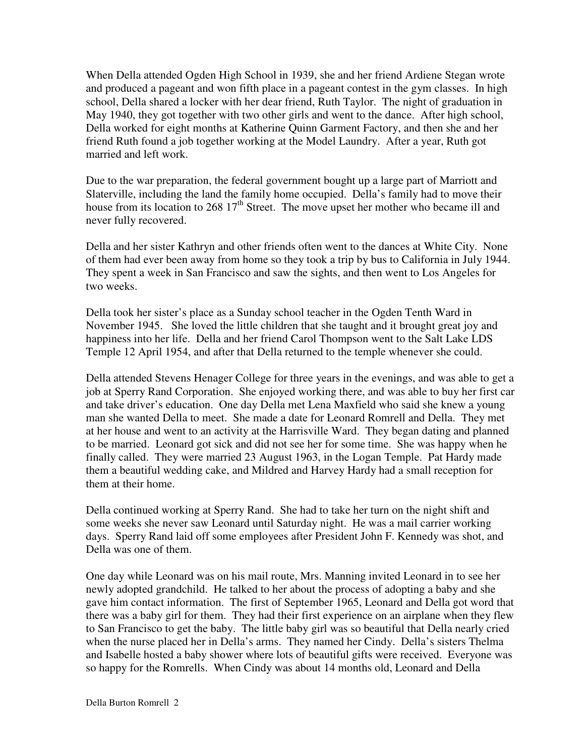When Della attended Ogden High School in 1939, she and her friend Ardiene Stegan wrote and produced a pageant and won fifth place in a pageant contest in the gym classes. In high school, Della shared a locker with her dear friend, Ruth Taylor. The night of graduation in May 1940, they got together with two other girls and went to the dance. After high school, Della worked for eight months at Katherine Quinn Garment Factory, and then she and her friend Ruth found a job together working at the Model Laundry. After a year, Ruth got married and left work.

Due to the war preparation, the federal government bought up a large part of Marriott and Slaterville, including the land the family home occupied. Della's family had to move their house from its location to 268 17th Street. The move upset her mother who became ill and never fully recovered.

Della and her sister Kathryn and other friends often went to the dances at White City. None of them had ever been away from home so they took a trip by bus to California in July 1944. They spent a week in San Francisco and saw the sights, and then went to Los Angeles for two weeks.

Della took her sister's place as a Sunday school teacher in the Ogden Tenth Ward in November 1945. She loved the little children that she taught and it brought great joy and happiness into her life. Della and her friend Carol Thompson went to the Salt Lake LDS Temple 12 April 1954, and after that Della returned to the temple whenever she could.

Della attended Stevens Henager College for three years in the evenings, and was able to get a job at Sperry Rand Corporation. She enjoyed working there, and was able to buy her first car and take driver's education. One day Della met Lena Maxfield who said she knew a young man she wanted Della to meet. She made a date for Leonard Romrell and Della. They met at her house and went to an activity at the Harrisville Ward. They began dating and planned to be married. Leonard got sick and did not see her for some time. She was happy when he finally called. They were married 23 August 1963, in the Logan Temple. Pat Hardy made them a beautiful wedding cake, and Mildred and Harvey Hardy had a small reception for them at their home.

Della continued working at Sperry Rand. She had to take her turn on the night shift and some weeks she never saw Leonard until Saturday night. He was a mail carrier working days. Sperry Rand laid off some employees after President John F. Kennedy was shot, and Della was one of them.

One day while Leonard was on his mail route, Mrs. Manning invited Leonard in to see her newly adopted grandchild. He talked to her about the process of adopting a baby and she gave him contact information. The first of September 1965, Leonard and Della got word that there was a baby girl for them. They had their first experience on an airplane when they flew to San Francisco to get the baby. The little baby girl was so beautiful that Della nearly cried when the nurse placed her in Della's arms. They named her Cindy. Della's sisters Thelma and Isabelle hosted a baby shower where lots of beautiful gifts were received. Everyone was so happy for the Romrells. When Cindy was about 14 months old, Leonard and Della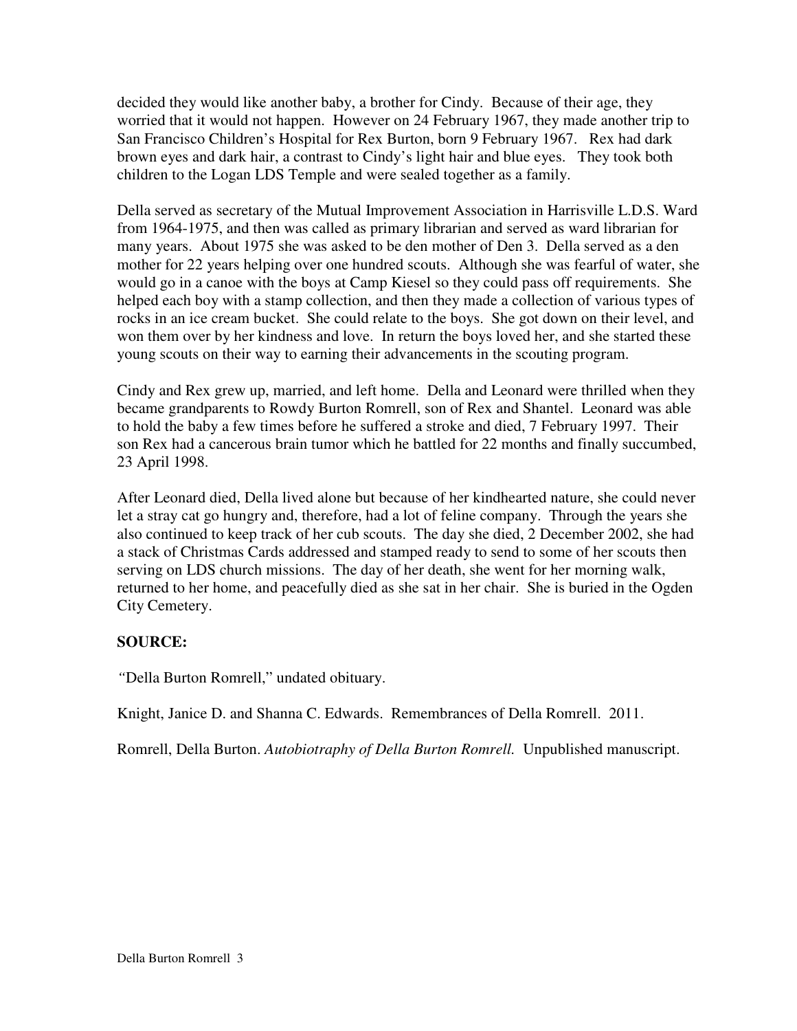decided they would like another baby, a brother for Cindy. Because of their age, they worried that it would not happen. However on 24 February 1967, they made another trip to San Francisco Children's Hospital for Rex Burton, born 9 February 1967. Rex had dark brown eyes and dark hair, a contrast to Cindy's light hair and blue eyes. They took both children to the Logan LDS Temple and were sealed together as a family.

Della served as secretary of the Mutual Improvement Association in Harrisville L.D.S. Ward from 1964-1975, and then was called as primary librarian and served as ward librarian for many years. About 1975 she was asked to be den mother of Den 3. Della served as a den mother for 22 years helping over one hundred scouts. Although she was fearful of water, she would go in a canoe with the boys at Camp Kiesel so they could pass off requirements. She helped each boy with a stamp collection, and then they made a collection of various types of rocks in an ice cream bucket. She could relate to the boys. She got down on their level, and won them over by her kindness and love. In return the boys loved her, and she started these young scouts on their way to earning their advancements in the scouting program.

Cindy and Rex grew up, married, and left home. Della and Leonard were thrilled when they became grandparents to Rowdy Burton Romrell, son of Rex and Shantel. Leonard was able to hold the baby a few times before he suffered a stroke and died, 7 February 1997. Their son Rex had a cancerous brain tumor which he battled for 22 months and finally succumbed, 23 April 1998.

After Leonard died, Della lived alone but because of her kindhearted nature, she could never let a stray cat go hungry and, therefore, had a lot of feline company. Through the years she also continued to keep track of her cub scouts. The day she died, 2 December 2002, she had a stack of Christmas Cards addressed and stamped ready to send to some of her scouts then serving on LDS church missions. The day of her death, she went for her morning walk, returned to her home, and peacefully died as she sat in her chair. She is buried in the Ogden City Cemetery.

**SOURCE:**

"Della Burton Romrell," undated obituary.

Knight, Janice D. and Shanna C. Edwards. Remembrances of Della Romrell. 2011.

Romrell, Della Burton. *Autobiotraphy of Della Burton Romrell.* Unpublished manuscript.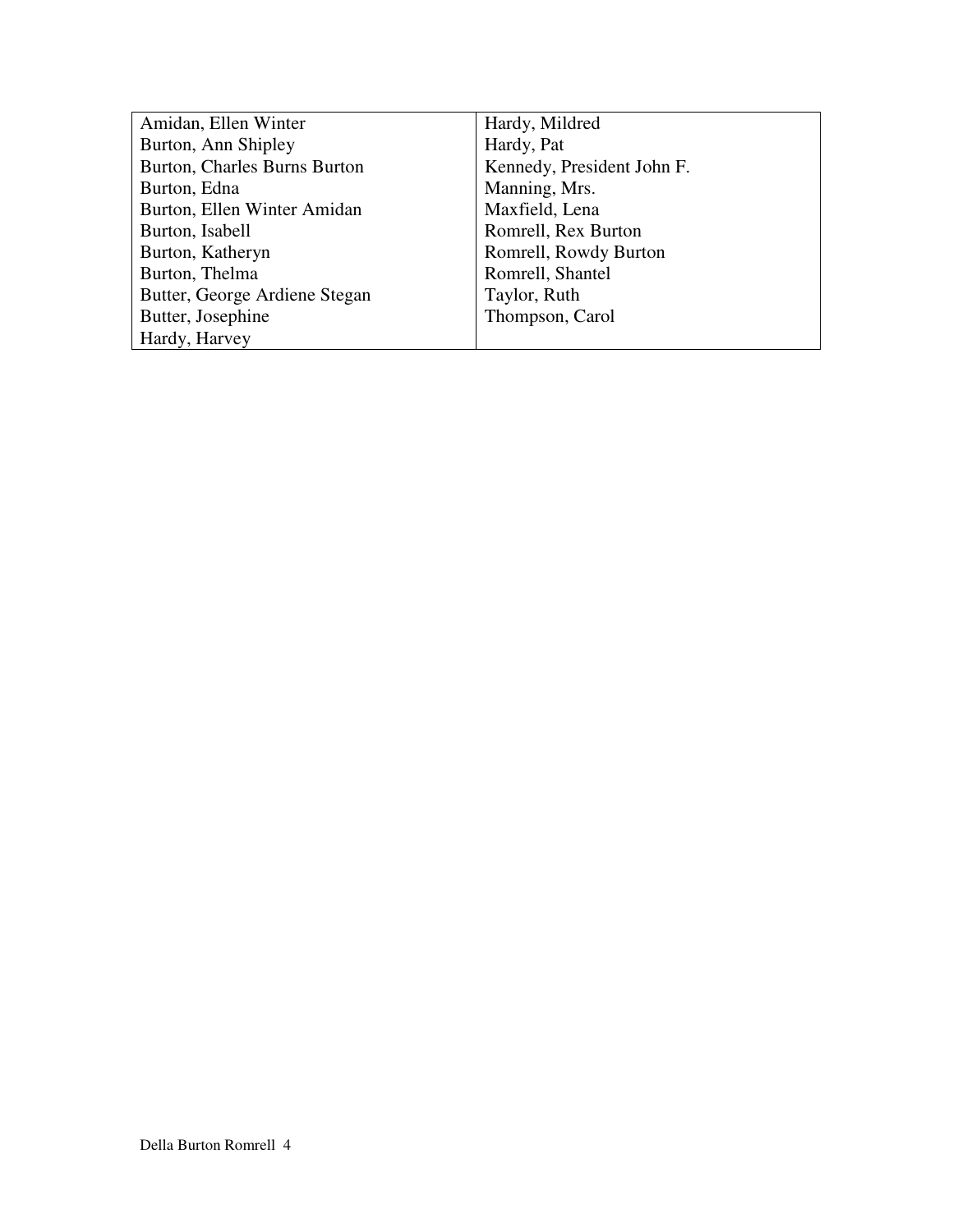| | |
|---|---|
| Amidan, Ellen Winter | Hardy, Mildred |
| Burton, Ann Shipley | Hardy, Pat |
| Burton, Charles Burns Burton | Kennedy, President John F. |
| Burton, Edna | Manning, Mrs. |
| Burton, Ellen Winter Amidan | Maxfield, Lena |
| Burton, Isabell | Romrell, Rex Burton |
| Burton, Katheryn | Romrell, Rowdy Burton |
| Burton, Thelma | Romrell, Shantel |
| Butter, George Ardiene Stegan | Taylor, Ruth |
| Butter, Josephine | Thompson, Carol |
| Hardy, Harvey | |